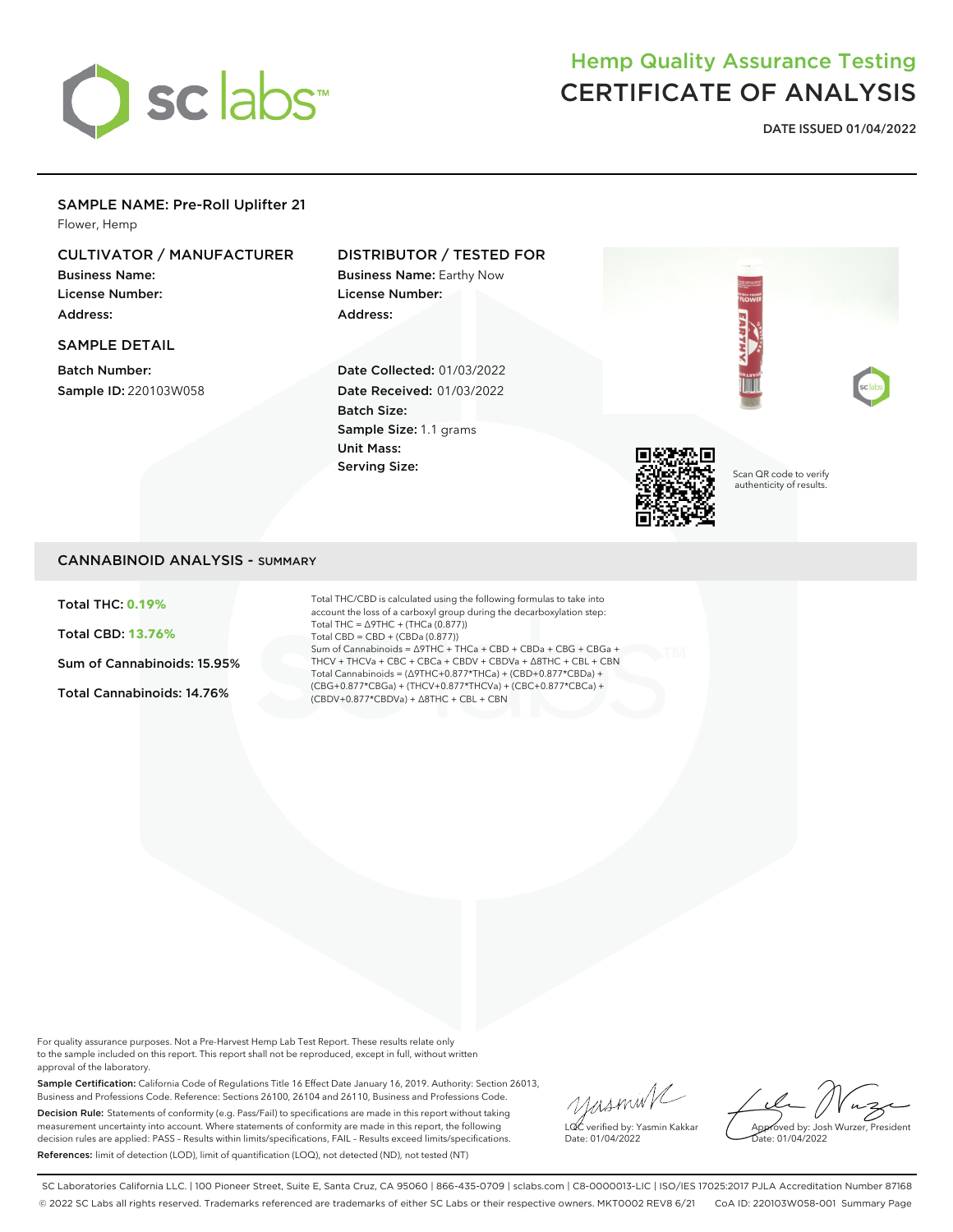# sc labs

## Hemp Quality Assurance Testing
# CERTIFICATE OF ANALYSIS

**DATE ISSUED 01/04/2022**

## SAMPLE NAME: Pre-Roll Uplifter 21
Flower, Hemp

### CULTIVATOR / MANUFACTURER
**Business Name:**
**License Number:**
**Address:**

### DISTRIBUTOR / TESTED FOR
**Business Name:** Earthy Now
**License Number:**
**Address:**

### SAMPLE DETAIL
**Batch Number:**
**Sample ID:** 220103W058

**Date Collected:** 01/03/2022
**Date Received:** 01/03/2022
**Batch Size:**
**Sample Size:** 1.1 grams
**Unit Mass:**
**Serving Size:**

Scan QR code to verify authenticity of results.

## CANNABINOID ANALYSIS - SUMMARY

**Total THC: 0.19%**

**Total CBD: 13.76%**

**Sum of Cannabinoids: 15.95%**

**Total Cannabinoids: 14.76%**

Total THC/CBD is calculated using the following formulas to take into account the loss of a carboxyl group during the decarboxylation step:
Total THC = Δ9THC + (THCa (0.877))
Total CBD = CBD + (CBDa (0.877))
Sum of Cannabinoids = Δ9THC + THCa + CBD + CBDa + CBG + CBGa + THCV + THCVa + CBC + CBCa + CBDV + CBDVa + Δ8THC + CBL + CBN
Total Cannabinoids = (Δ9THC+0.877*THCa) + (CBD+0.877*CBDa) + (CBG+0.877*CBGa) + (THCV+0.877*THCVa) + (CBC+0.877*CBCa) + (CBDV+0.877*CBDVa) + Δ8THC + CBL + CBN

For quality assurance purposes. Not a Pre-Harvest Hemp Lab Test Report. These results relate only to the sample included on this report. This report shall not be reproduced, except in full, without written approval of the laboratory.

**Sample Certification:** California Code of Regulations Title 16 Effect Date January 16, 2019. Authority: Section 26013, Business and Professions Code. Reference: Sections 26100, 26104 and 26110, Business and Professions Code.

**Decision Rule:** Statements of conformity (e.g. Pass/Fail) to specifications are made in this report without taking measurement uncertainty into account. Where statements of conformity are made in this report, the following decision rules are applied: PASS – Results within limits/specifications, FAIL – Results exceed limits/specifications.

**References:** limit of detection (LOD), limit of quantification (LOQ), not detected (ND), not tested (NT)

LQC verified by: Yasmin Kakkar
Date: 01/04/2022

Approved by: Josh Wurzer, President
Date: 01/04/2022

SC Laboratories California LLC. | 100 Pioneer Street, Suite E, Santa Cruz, CA 95060 | 866-435-0709 | sclabs.com | C8-0000013-LIC | ISO/IES 17025:2017 PJLA Accreditation Number 87168
© 2022 SC Labs all rights reserved. Trademarks referenced are trademarks of either SC Labs or their respective owners. MKT0002 REV8 6/21 CoA ID: 220103W058-001 Summary Page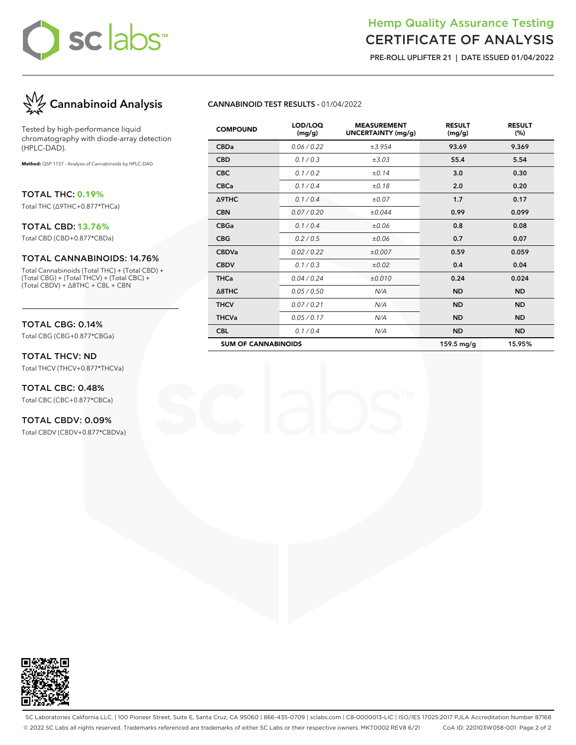# Hemp Quality Assurance Testing
# CERTIFICATE OF ANALYSIS

**PRE-ROLL UPLIFTER 21 | DATE ISSUED 01/04/2022**

## Cannabinoid Analysis

Tested by high-performance liquid chromatography with diode-array detection (HPLC-DAD).

**Method:** QSP 1157 - Analysis of Cannabinoids by HPLC-DAD

**TOTAL THC: 0.19%**
Total THC (Δ9THC+0.877*THCa)

**TOTAL CBD: 13.76%**
Total CBD (CBD+0.877*CBDa)

**TOTAL CANNABINOIDS: 14.76%**
Total Cannabinoids (Total THC) + (Total CBD) + (Total CBG) + (Total THCV) + (Total CBC) + (Total CBDV) + Δ8THC + CBL + CBN

**TOTAL CBG: 0.14%**
Total CBG (CBG+0.877*CBGa)

**TOTAL THCV: ND**
Total THCV (THCV+0.877*THCVa)

**TOTAL CBC: 0.48%**
Total CBC (CBC+0.877*CBCa)

**TOTAL CBDV: 0.09%**
Total CBDV (CBDV+0.877*CBDVa)

**CANNABINOID TEST RESULTS** - 01/04/2022

| COMPOUND | LOD/LOQ (mg/g) | MEASUREMENT UNCERTAINTY (mg/g) | RESULT (mg/g) | RESULT (%) |
|---|---|---|---|---|
| CBDa | 0.06 / 0.22 | ±3.954 | 93.69 | 9.369 |
| CBD | 0.1 / 0.3 | ±3.03 | 55.4 | 5.54 |
| CBC | 0.1 / 0.2 | ±0.14 | 3.0 | 0.30 |
| CBCa | 0.1 / 0.4 | ±0.18 | 2.0 | 0.20 |
| Δ9THC | 0.1 / 0.4 | ±0.07 | 1.7 | 0.17 |
| CBN | 0.07 / 0.20 | ±0.044 | 0.99 | 0.099 |
| CBGa | 0.1 / 0.4 | ±0.06 | 0.8 | 0.08 |
| CBG | 0.2 / 0.5 | ±0.06 | 0.7 | 0.07 |
| CBDVa | 0.02 / 0.22 | ±0.007 | 0.59 | 0.059 |
| CBDV | 0.1 / 0.3 | ±0.02 | 0.4 | 0.04 |
| THCa | 0.04 / 0.24 | ±0.010 | 0.24 | 0.024 |
| Δ8THC | 0.05 / 0.50 | N/A | ND | ND |
| THCV | 0.07 / 0.21 | N/A | ND | ND |
| THCVa | 0.05 / 0.17 | N/A | ND | ND |
| CBL | 0.1 / 0.4 | N/A | ND | ND |
| **SUM OF CANNABINOIDS** | | | 159.5 mg/g | 15.95% |

SC Laboratories California LLC. | 100 Pioneer Street, Suite E, Santa Cruz, CA 95060 | 866-435-0709 | sclabs.com | C8-0000013-LIC | ISO/IES 17025:2017 PJLA Accreditation Number 87168
© 2022 SC Labs all rights reserved. Trademarks referenced are trademarks of either SC Labs or their respective owners. MKT0002 REV8 6/21 CoA ID: 220103W058-001